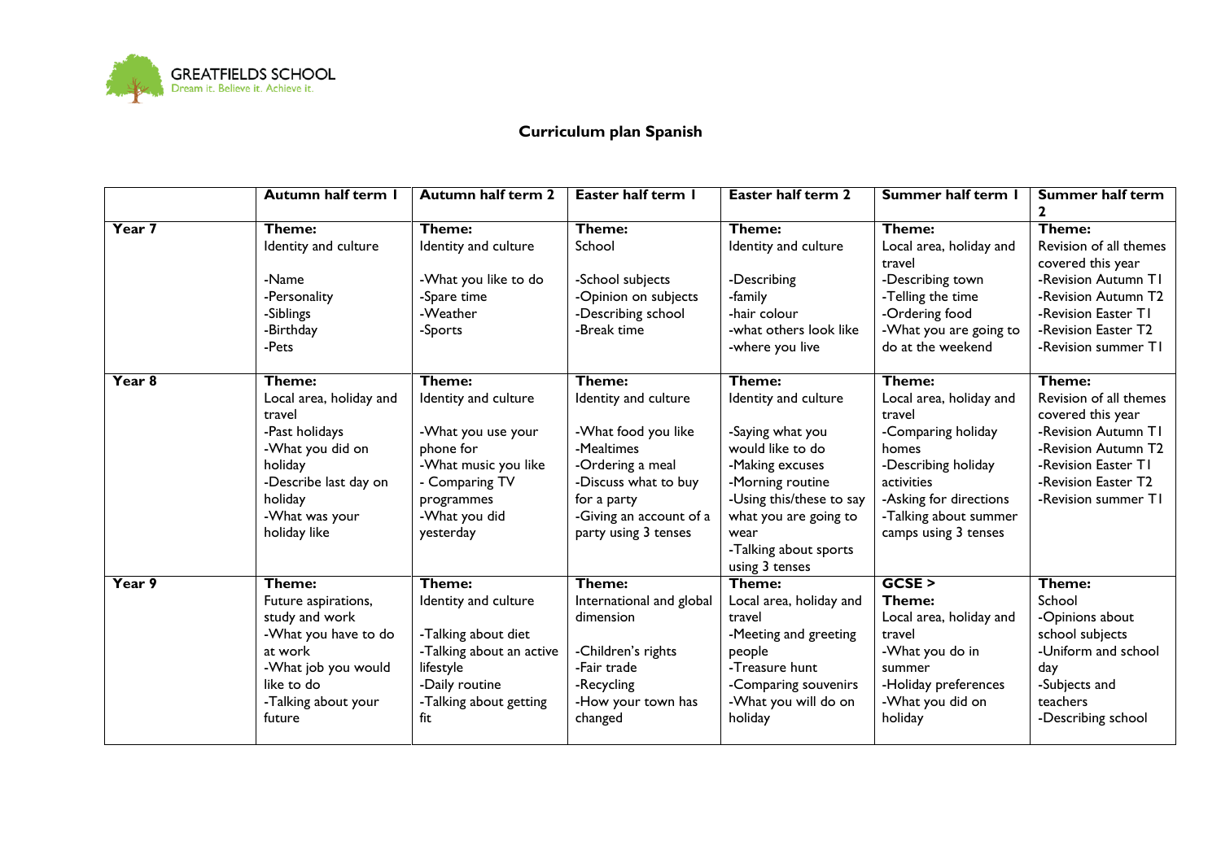GREATFIELDS SCHOOL
Dream it. Believe it. Achieve it.

# Curriculum plan Spanish

| | Autumn half term 1 | Autumn half term 2 | Easter half term 1 | Easter half term 2 | Summer half term 1 | Summer half term 2 |
|---|---|---|---|---|---|---|
| **Year 7** | **Theme:**<br>Identity and culture<br><br>-Name<br>-Personality<br>-Siblings<br>-Birthday<br>-Pets | **Theme:**<br>Identity and culture<br><br>-What you like to do<br>-Spare time<br>-Weather<br>-Sports | **Theme:**<br>School<br><br>-School subjects<br>-Opinion on subjects<br>-Describing school<br>-Break time | **Theme:**<br>Identity and culture<br><br>-Describing<br>-family<br>-hair colour<br>-what others look like<br>-where you live | **Theme:**<br>Local area, holiday and travel<br>-Describing town<br>-Telling the time<br>-Ordering food<br>-What you are going to do at the weekend | **Theme:**<br>Revision of all themes covered this year<br>-Revision Autumn T1<br>-Revision Autumn T2<br>-Revision Easter T1<br>-Revision Easter T2<br>-Revision summer T1 |
| **Year 8** | **Theme:**<br>Local area, holiday and travel<br>-Past holidays<br>-What you did on holiday<br>-Describe last day on holiday<br>-What was your holiday like | **Theme:**<br>Identity and culture<br><br>-What you use your phone for<br>-What music you like<br>- Comparing TV programmes<br>-What you did yesterday | **Theme:**<br>Identity and culture<br><br>-What food you like<br>-Mealtimes<br>-Ordering a meal<br>-Discuss what to buy for a party<br>-Giving an account of a party using 3 tenses | **Theme:**<br>Identity and culture<br><br>-Saying what you would like to do<br>-Making excuses<br>-Morning routine<br>-Using this/these to say what you are going to wear<br>-Talking about sports using 3 tenses | **Theme:**<br>Local area, holiday and travel<br>-Comparing holiday homes<br>-Describing holiday activities<br>-Asking for directions<br>-Talking about summer camps using 3 tenses | **Theme:**<br>Revision of all themes covered this year<br>-Revision Autumn T1<br>-Revision Autumn T2<br>-Revision Easter T1<br>-Revision Easter T2<br>-Revision summer T1 |
| **Year 9** | **Theme:**<br>Future aspirations, study and work<br>-What you have to do at work<br>-What job you would like to do<br>-Talking about your future | **Theme:**<br>Identity and culture<br><br>-Talking about diet<br>-Talking about an active lifestyle<br>-Daily routine<br>-Talking about getting fit | **Theme:**<br>International and global dimension<br><br>-Children's rights<br>-Fair trade<br>-Recycling<br>-How your town has changed | **Theme:**<br>Local area, holiday and travel<br>-Meeting and greeting people<br>-Treasure hunt<br>-Comparing souvenirs<br>-What you will do on holiday | **GCSE >**<br>**Theme:**<br>Local area, holiday and travel<br>-What you do in summer<br>-Holiday preferences<br>-What you did on holiday | **Theme:**<br>School<br>-Opinions about school subjects<br>-Uniform and school day<br>-Subjects and teachers<br>-Describing school |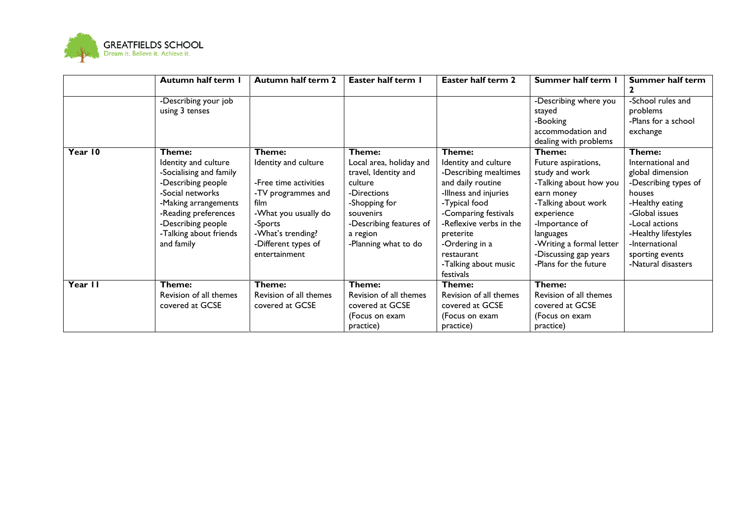| | Autumn half term 1 | Autumn half term 2 | Easter half term 1 | Easter half term 2 | Summer half term 1 | Summer half term 2 |
|---|---|---|---|---|---|---|
| | -Describing your job using 3 tenses | | | | -Describing where you stayed<br>-Booking accommodation and dealing with problems | -School rules and problems<br>-Plans for a school exchange |
| **Year 10** | **Theme:**<br>Identity and culture<br>-Socialising and family<br>-Describing people<br>-Social networks<br>-Making arrangements<br>-Reading preferences<br>-Describing people<br>-Talking about friends and family | **Theme:**<br>Identity and culture<br><br>-Free time activities<br>-TV programmes and film<br>-What you usually do<br>-Sports<br>-What's trending?<br>-Different types of entertainment | **Theme:**<br>Local area, holiday and travel, Identity and culture<br>-Directions<br>-Shopping for souvenirs<br>-Describing features of a region<br>-Planning what to do | **Theme:**<br>Identity and culture<br>-Describing mealtimes and daily routine<br>-Illness and injuries<br>-Typical food<br>-Comparing festivals<br>-Reflexive verbs in the preterite<br>-Ordering in a restaurant<br>-Talking about music festivals | **Theme:**<br>Future aspirations, study and work<br>-Talking about how you earn money<br>-Talking about work experience<br>-Importance of languages<br>-Writing a formal letter<br>-Discussing gap years<br>-Plans for the future | **Theme:**<br>International and global dimension<br>-Describing types of houses<br>-Healthy eating<br>-Global issues<br>-Local actions<br>-Healthy lifestyles<br>-International sporting events<br>-Natural disasters |
| **Year 11** | **Theme:**<br>Revision of all themes covered at GCSE | **Theme:**<br>Revision of all themes covered at GCSE | **Theme:**<br>Revision of all themes covered at GCSE (Focus on exam practice) | **Theme:**<br>Revision of all themes covered at GCSE (Focus on exam practice) | **Theme:**<br>Revision of all themes covered at GCSE (Focus on exam practice) | |